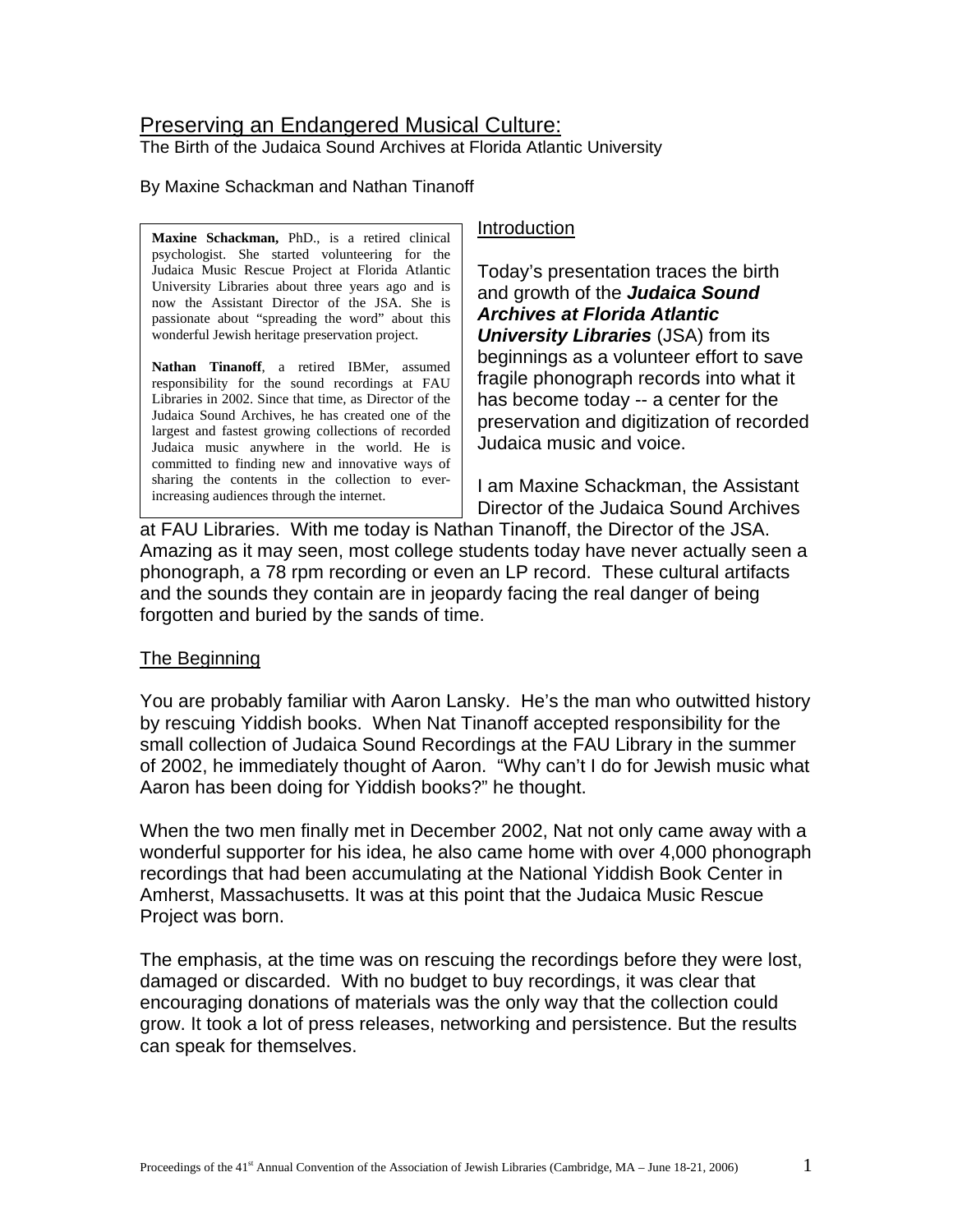# Preserving an Endangered Musical Culture:

The Birth of the Judaica Sound Archives at Florida Atlantic University

By Maxine Schackman and Nathan Tinanoff

**Maxine Schackman,** PhD., is a retired clinical psychologist. She started volunteering for the Judaica Music Rescue Project at Florida Atlantic University Libraries about three years ago and is now the Assistant Director of the JSA. She is passionate about "spreading the word" about this wonderful Jewish heritage preservation project.

**Nathan Tinanoff**, a retired IBMer, assumed responsibility for the sound recordings at FAU Libraries in 2002. Since that time, as Director of the Judaica Sound Archives, he has created one of the largest and fastest growing collections of recorded Judaica music anywhere in the world. He is committed to finding new and innovative ways of sharing the contents in the collection to ever-increasing audiences through the internet.

## Introduction

Today's presentation traces the birth and growth of the ***Judaica Sound Archives at Florida Atlantic University Libraries*** (JSA) from its beginnings as a volunteer effort to save fragile phonograph records into what it has become today -- a center for the preservation and digitization of recorded Judaica music and voice.

I am Maxine Schackman, the Assistant Director of the Judaica Sound Archives at FAU Libraries. With me today is Nathan Tinanoff, the Director of the JSA. Amazing as it may seen, most college students today have never actually seen a phonograph, a 78 rpm recording or even an LP record. These cultural artifacts and the sounds they contain are in jeopardy facing the real danger of being forgotten and buried by the sands of time.

## The Beginning

You are probably familiar with Aaron Lansky. He's the man who outwitted history by rescuing Yiddish books. When Nat Tinanoff accepted responsibility for the small collection of Judaica Sound Recordings at the FAU Library in the summer of 2002, he immediately thought of Aaron. "Why can't I do for Jewish music what Aaron has been doing for Yiddish books?" he thought.

When the two men finally met in December 2002, Nat not only came away with a wonderful supporter for his idea, he also came home with over 4,000 phonograph recordings that had been accumulating at the National Yiddish Book Center in Amherst, Massachusetts. It was at this point that the Judaica Music Rescue Project was born.

The emphasis, at the time was on rescuing the recordings before they were lost, damaged or discarded. With no budget to buy recordings, it was clear that encouraging donations of materials was the only way that the collection could grow. It took a lot of press releases, networking and persistence. But the results can speak for themselves.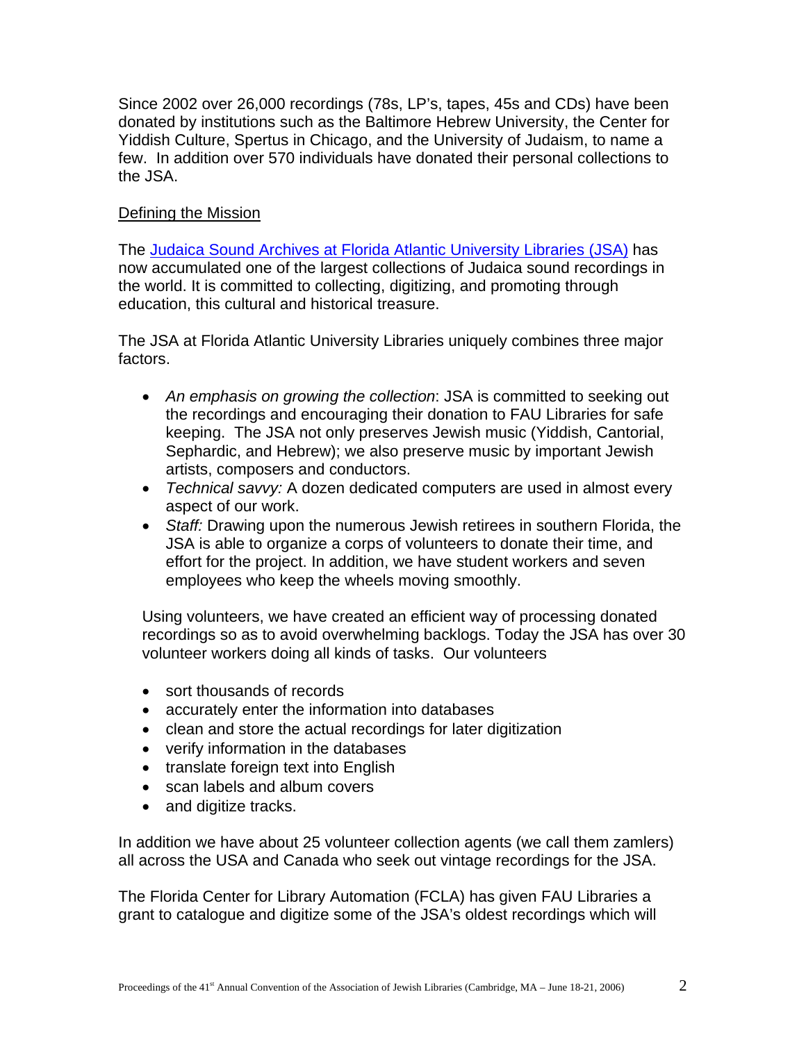Since 2002 over 26,000 recordings (78s, LP's, tapes, 45s and CDs) have been donated by institutions such as the Baltimore Hebrew University, the Center for Yiddish Culture, Spertus in Chicago, and the University of Judaism, to name a few. In addition over 570 individuals have donated their personal collections to the JSA.

## Defining the Mission

The [Judaica Sound Archives at Florida Atlantic University Libraries (JSA)]() has now accumulated one of the largest collections of Judaica sound recordings in the world. It is committed to collecting, digitizing, and promoting through education, this cultural and historical treasure.

The JSA at Florida Atlantic University Libraries uniquely combines three major factors.

- *An emphasis on growing the collection*: JSA is committed to seeking out the recordings and encouraging their donation to FAU Libraries for safe keeping. The JSA not only preserves Jewish music (Yiddish, Cantorial, Sephardic, and Hebrew); we also preserve music by important Jewish artists, composers and conductors.
- *Technical savvy:* A dozen dedicated computers are used in almost every aspect of our work.
- *Staff:* Drawing upon the numerous Jewish retirees in southern Florida, the JSA is able to organize a corps of volunteers to donate their time, and effort for the project. In addition, we have student workers and seven employees who keep the wheels moving smoothly.

Using volunteers, we have created an efficient way of processing donated recordings so as to avoid overwhelming backlogs. Today the JSA has over 30 volunteer workers doing all kinds of tasks. Our volunteers

- sort thousands of records
- accurately enter the information into databases
- clean and store the actual recordings for later digitization
- verify information in the databases
- translate foreign text into English
- scan labels and album covers
- and digitize tracks.

In addition we have about 25 volunteer collection agents (we call them zamlers) all across the USA and Canada who seek out vintage recordings for the JSA.

The Florida Center for Library Automation (FCLA) has given FAU Libraries a grant to catalogue and digitize some of the JSA's oldest recordings which will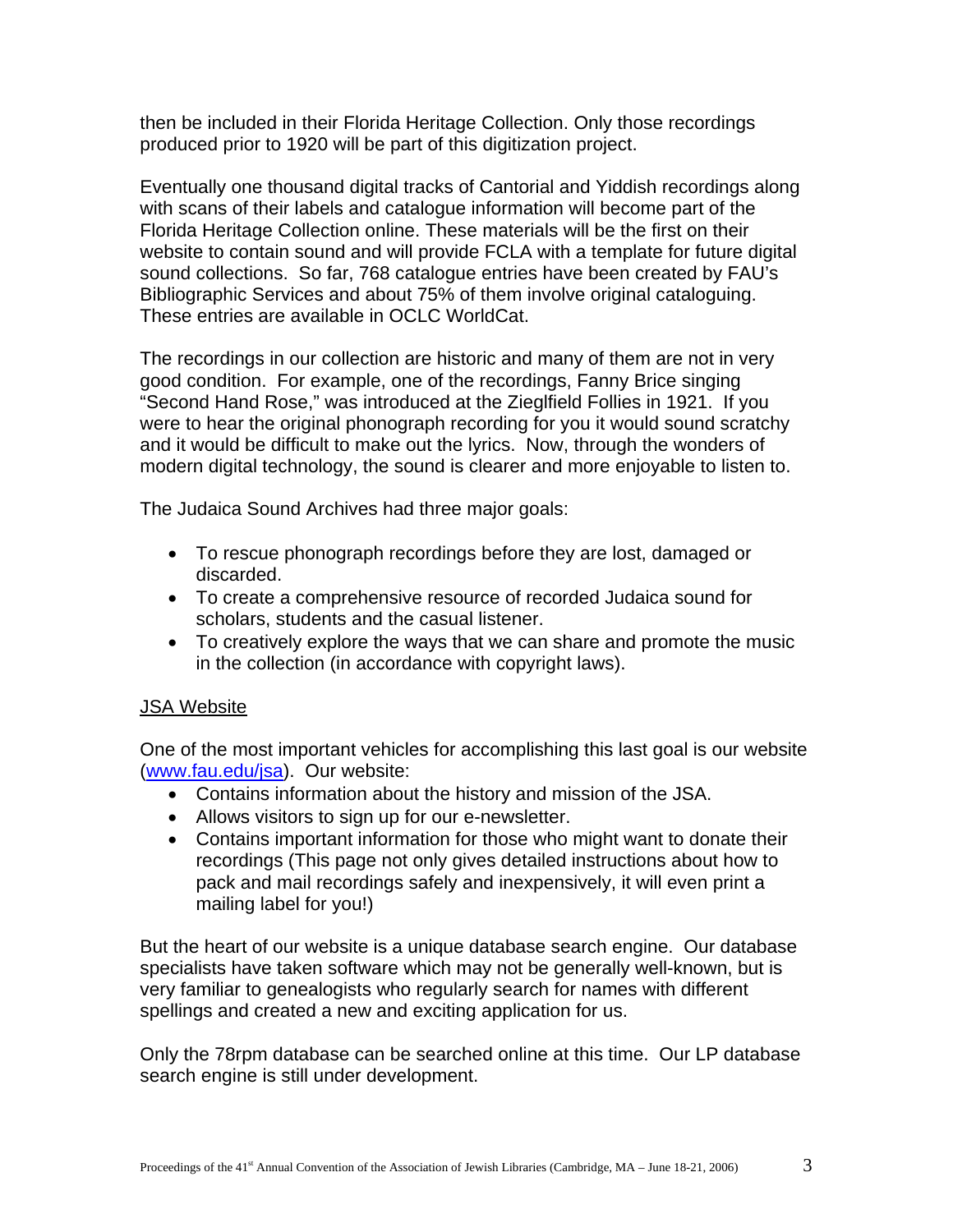then be included in their Florida Heritage Collection. Only those recordings produced prior to 1920 will be part of this digitization project.

Eventually one thousand digital tracks of Cantorial and Yiddish recordings along with scans of their labels and catalogue information will become part of the Florida Heritage Collection online. These materials will be the first on their website to contain sound and will provide FCLA with a template for future digital sound collections. So far, 768 catalogue entries have been created by FAU's Bibliographic Services and about 75% of them involve original cataloguing. These entries are available in OCLC WorldCat.

The recordings in our collection are historic and many of them are not in very good condition. For example, one of the recordings, Fanny Brice singing "Second Hand Rose," was introduced at the Zieglfield Follies in 1921. If you were to hear the original phonograph recording for you it would sound scratchy and it would be difficult to make out the lyrics. Now, through the wonders of modern digital technology, the sound is clearer and more enjoyable to listen to.

The Judaica Sound Archives had three major goals:

- To rescue phonograph recordings before they are lost, damaged or discarded.
- To create a comprehensive resource of recorded Judaica sound for scholars, students and the casual listener.
- To creatively explore the ways that we can share and promote the music in the collection (in accordance with copyright laws).

<u>JSA Website</u>

One of the most important vehicles for accomplishing this last goal is our website ([www.fau.edu/jsa](http://www.fau.edu/jsa)). Our website:

- Contains information about the history and mission of the JSA.
- Allows visitors to sign up for our e-newsletter.
- Contains important information for those who might want to donate their recordings (This page not only gives detailed instructions about how to pack and mail recordings safely and inexpensively, it will even print a mailing label for you!)

But the heart of our website is a unique database search engine. Our database specialists have taken software which may not be generally well-known, but is very familiar to genealogists who regularly search for names with different spellings and created a new and exciting application for us.

Only the 78rpm database can be searched online at this time. Our LP database search engine is still under development.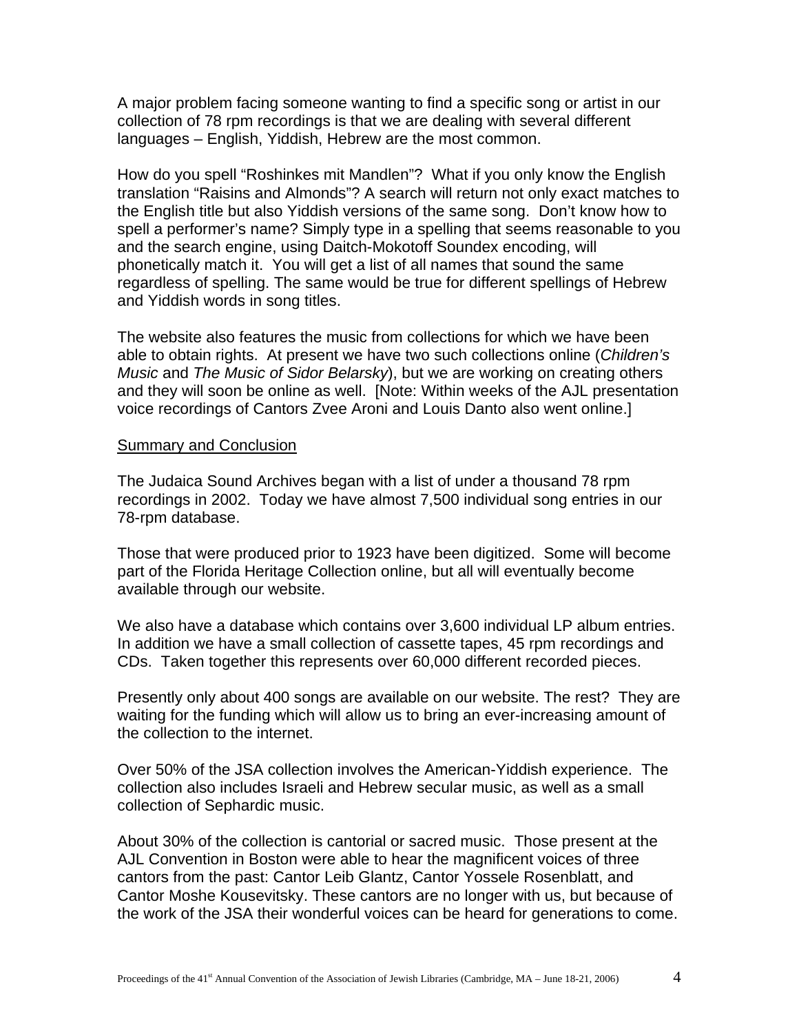A major problem facing someone wanting to find a specific song or artist in our collection of 78 rpm recordings is that we are dealing with several different languages – English, Yiddish, Hebrew are the most common.

How do you spell "Roshinkes mit Mandlen"? What if you only know the English translation "Raisins and Almonds"? A search will return not only exact matches to the English title but also Yiddish versions of the same song. Don't know how to spell a performer's name? Simply type in a spelling that seems reasonable to you and the search engine, using Daitch-Mokotoff Soundex encoding, will phonetically match it. You will get a list of all names that sound the same regardless of spelling. The same would be true for different spellings of Hebrew and Yiddish words in song titles.

The website also features the music from collections for which we have been able to obtain rights. At present we have two such collections online (*Children's Music* and *The Music of Sidor Belarsky*), but we are working on creating others and they will soon be online as well. [Note: Within weeks of the AJL presentation voice recordings of Cantors Zvee Aroni and Louis Danto also went online.]

## Summary and Conclusion

The Judaica Sound Archives began with a list of under a thousand 78 rpm recordings in 2002. Today we have almost 7,500 individual song entries in our 78-rpm database.

Those that were produced prior to 1923 have been digitized. Some will become part of the Florida Heritage Collection online, but all will eventually become available through our website.

We also have a database which contains over 3,600 individual LP album entries. In addition we have a small collection of cassette tapes, 45 rpm recordings and CDs. Taken together this represents over 60,000 different recorded pieces.

Presently only about 400 songs are available on our website. The rest? They are waiting for the funding which will allow us to bring an ever-increasing amount of the collection to the internet.

Over 50% of the JSA collection involves the American-Yiddish experience. The collection also includes Israeli and Hebrew secular music, as well as a small collection of Sephardic music.

About 30% of the collection is cantorial or sacred music. Those present at the AJL Convention in Boston were able to hear the magnificent voices of three cantors from the past: Cantor Leib Glantz, Cantor Yossele Rosenblatt, and Cantor Moshe Kousevitsky. These cantors are no longer with us, but because of the work of the JSA their wonderful voices can be heard for generations to come.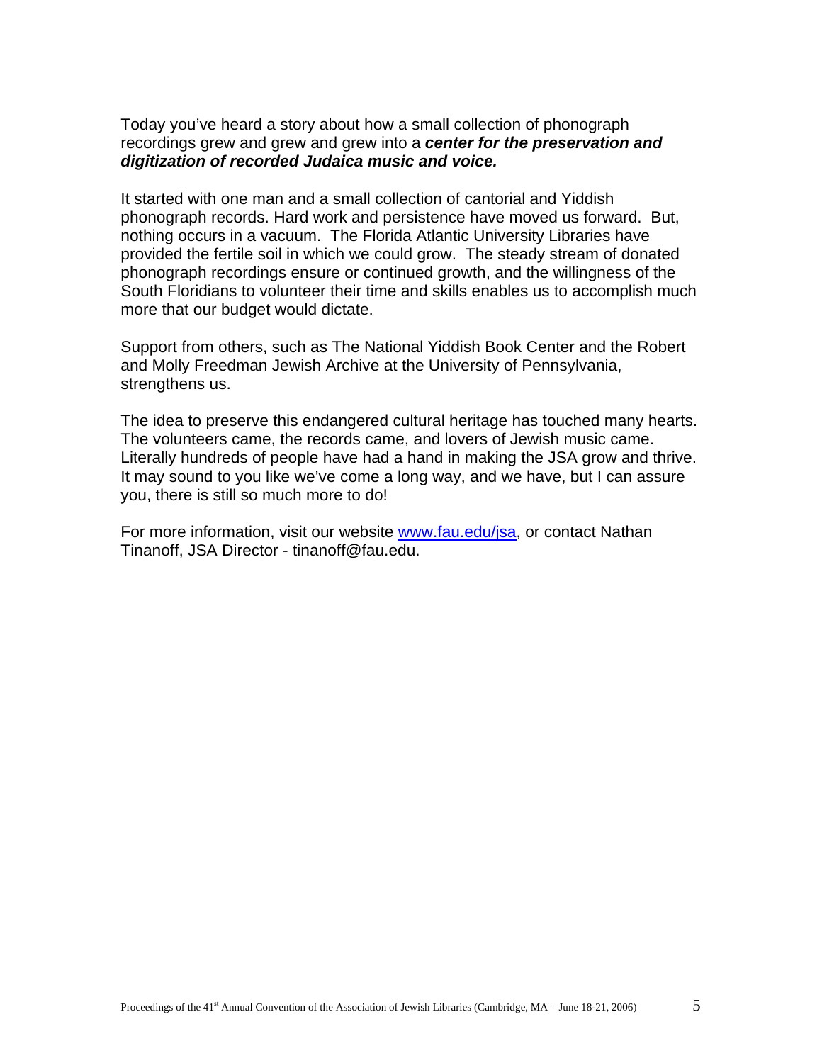Today you've heard a story about how a small collection of phonograph recordings grew and grew and grew into a ***center for the preservation and digitization of recorded Judaica music and voice.***

It started with one man and a small collection of cantorial and Yiddish phonograph records. Hard work and persistence have moved us forward. But, nothing occurs in a vacuum. The Florida Atlantic University Libraries have provided the fertile soil in which we could grow. The steady stream of donated phonograph recordings ensure or continued growth, and the willingness of the South Floridians to volunteer their time and skills enables us to accomplish much more that our budget would dictate.

Support from others, such as The National Yiddish Book Center and the Robert and Molly Freedman Jewish Archive at the University of Pennsylvania, strengthens us.

The idea to preserve this endangered cultural heritage has touched many hearts. The volunteers came, the records came, and lovers of Jewish music came. Literally hundreds of people have had a hand in making the JSA grow and thrive. It may sound to you like we've come a long way, and we have, but I can assure you, there is still so much more to do!

For more information, visit our website [www.fau.edu/jsa](http://www.fau.edu/jsa), or contact Nathan Tinanoff, JSA Director - tinanoff@fau.edu.